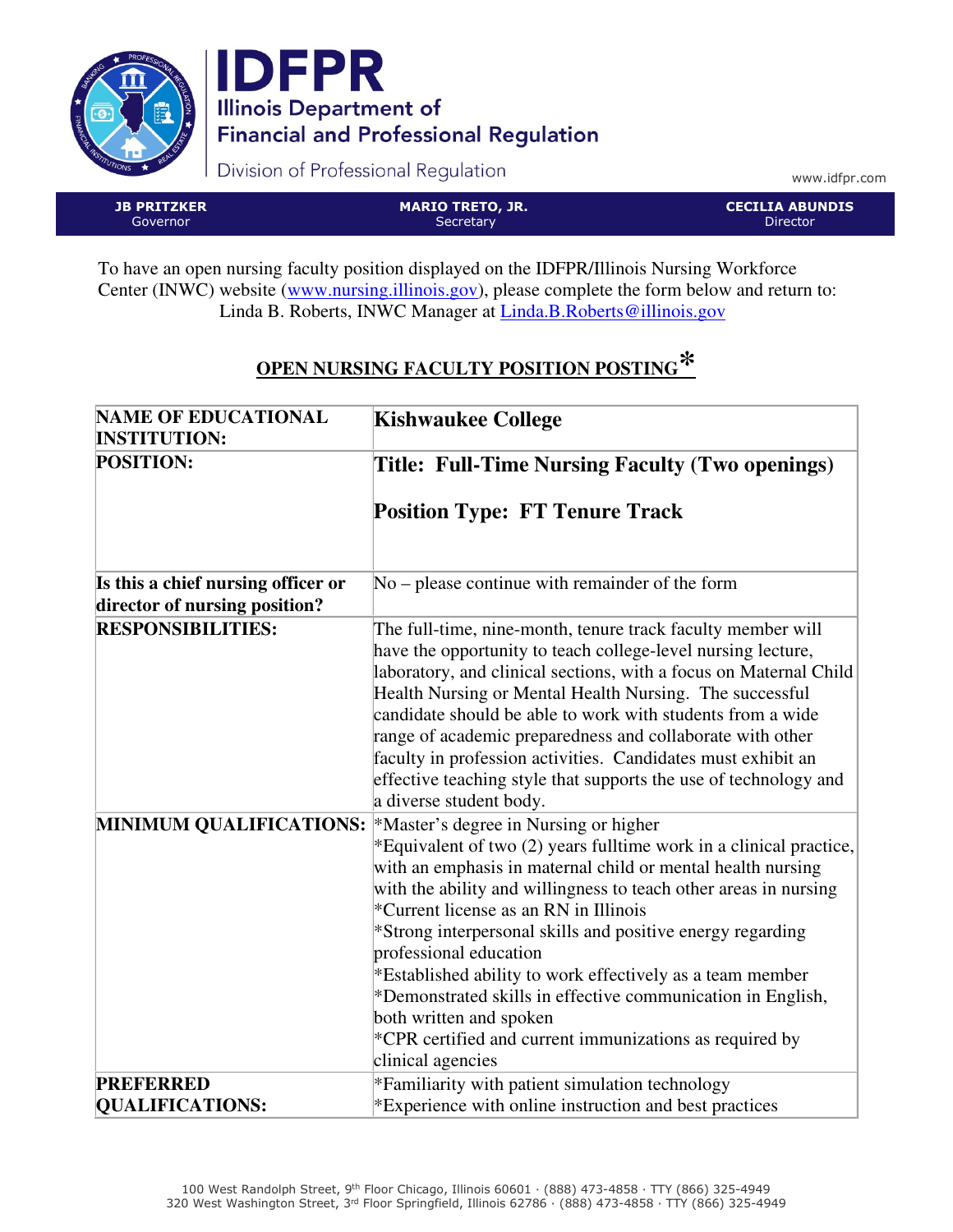**IDFPR**
**Illinois Department of Financial and Professional Regulation**

Division of Professional Regulation

www.idfpr.com

| **JB PRITZKER** Governor | **MARIO TRETO, JR.** Secretary | **CECILIA ABUNDIS** Director |
|---|---|---|

To have an open nursing faculty position displayed on the IDFPR/Illinois Nursing Workforce Center (INWC) website (www.nursing.illinois.gov), please complete the form below and return to: Linda B. Roberts, INWC Manager at Linda.B.Roberts@illinois.gov

## OPEN NURSING FACULTY POSITION POSTING*

| | |
|---|---|
| **NAME OF EDUCATIONAL INSTITUTION:** | **Kishwaukee College** |
| **POSITION:** | **Title: Full-Time Nursing Faculty (Two openings)**<br><br>**Position Type: FT Tenure Track** |
| **Is this a chief nursing officer or director of nursing position?** | No – please continue with remainder of the form |
| **RESPONSIBILITIES:** | The full-time, nine-month, tenure track faculty member will have the opportunity to teach college-level nursing lecture, laboratory, and clinical sections, with a focus on Maternal Child Health Nursing or Mental Health Nursing. The successful candidate should be able to work with students from a wide range of academic preparedness and collaborate with other faculty in profession activities. Candidates must exhibit an effective teaching style that supports the use of technology and a diverse student body. |
| **MINIMUM QUALIFICATIONS:** | *Master's degree in Nursing or higher<br>*Equivalent of two (2) years fulltime work in a clinical practice, with an emphasis in maternal child or mental health nursing with the ability and willingness to teach other areas in nursing<br>*Current license as an RN in Illinois<br>*Strong interpersonal skills and positive energy regarding professional education<br>*Established ability to work effectively as a team member<br>*Demonstrated skills in effective communication in English, both written and spoken<br>*CPR certified and current immunizations as required by clinical agencies |
| **PREFERRED QUALIFICATIONS:** | *Familiarity with patient simulation technology<br>*Experience with online instruction and best practices |

100 West Randolph Street, 9th Floor Chicago, Illinois 60601 · (888) 473-4858 · TTY (866) 325-4949
320 West Washington Street, 3rd Floor Springfield, Illinois 62786 · (888) 473-4858 · TTY (866) 325-4949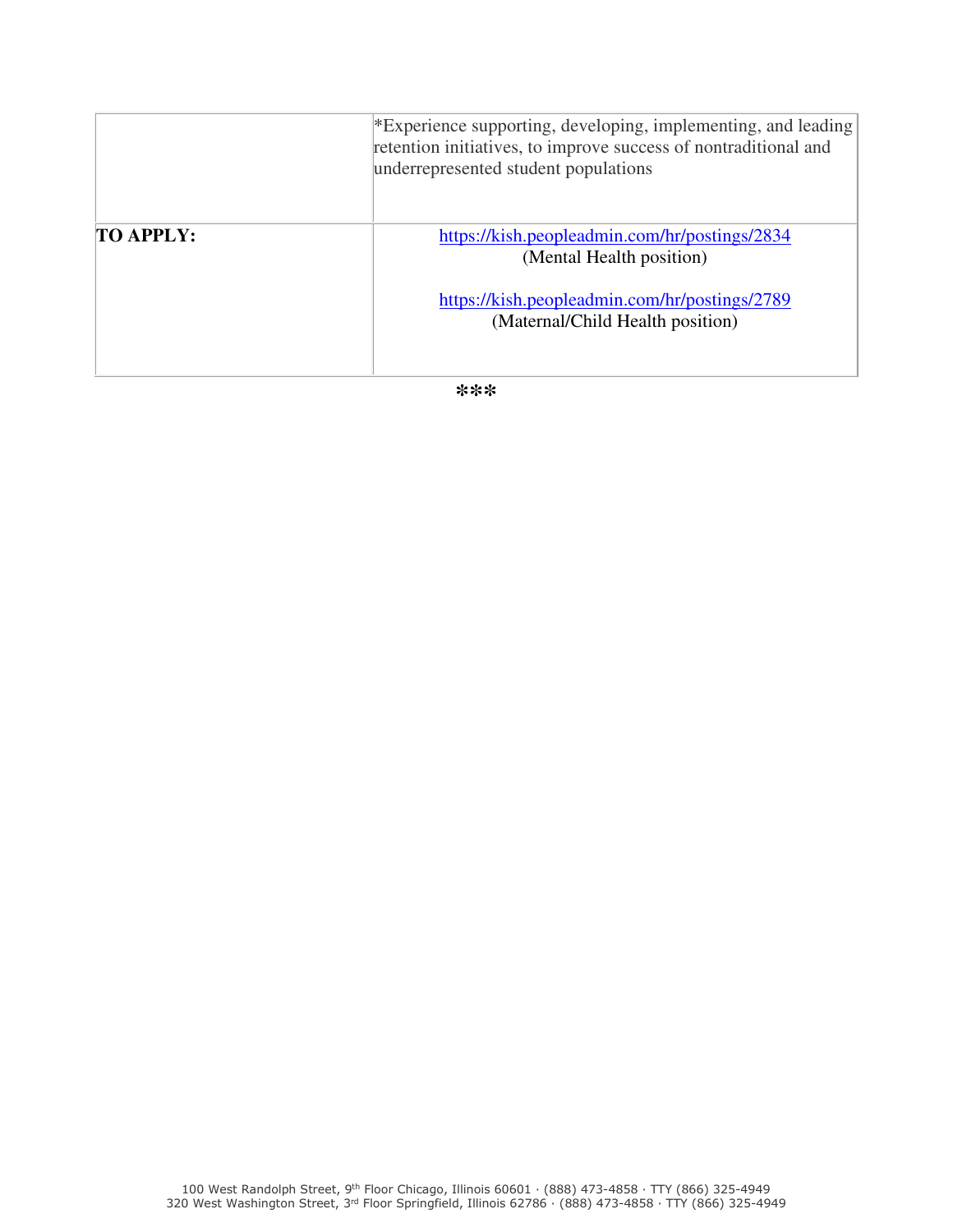| | |
|---|---|
| | *Experience supporting, developing, implementing, and leading retention initiatives, to improve success of nontraditional and underrepresented student populations |
| **TO APPLY:** | https://kish.peopleadmin.com/hr/postings/2834 (Mental Health position)<br><br>https://kish.peopleadmin.com/hr/postings/2789 (Maternal/Child Health position) |

***